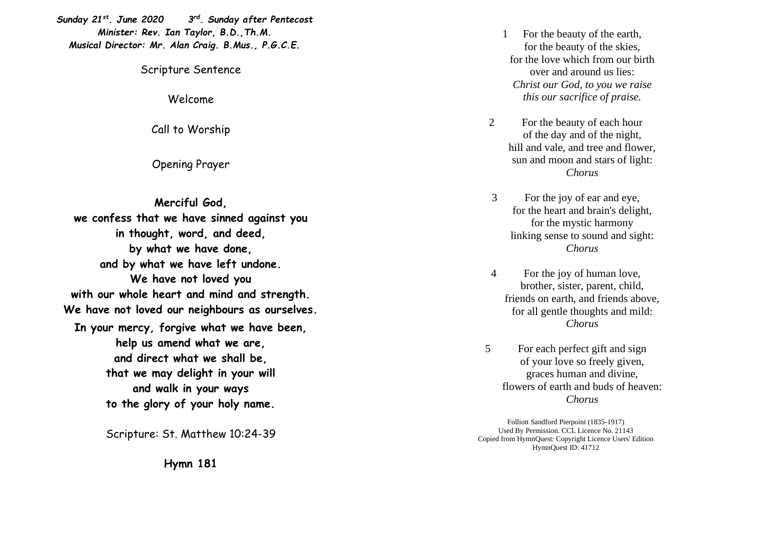***Sunday 21st. June 2020 3rd. Sunday after Pentecost***

***Minister: Rev. Ian Taylor, B.D.,Th.M.***

***Musical Director: Mr. Alan Craig. B.Mus., P.G.C.E.***

Scripture Sentence

Welcome

Call to Worship

Opening Prayer

**Merciful God,**
**we confess that we have sinned against you**
**in thought, word, and deed,**
**by what we have done,**
**and by what we have left undone.**
**We have not loved you**
**with our whole heart and mind and strength.**
**We have not loved our neighbours as ourselves.**
**In your mercy, forgive what we have been,**
**help us amend what we are,**
**and direct what we shall be,**
**that we may delight in your will**
**and walk in your ways**
**to the glory of your holy name.**

Scripture: St. Matthew 10:24-39

**Hymn 181**

1 For the beauty of the earth,
for the beauty of the skies,
for the love which from our birth
over and around us lies:
*Christ our God, to you we raise*
*this our sacrifice of praise.*

2 For the beauty of each hour
of the day and of the night,
hill and vale, and tree and flower,
sun and moon and stars of light:
*Chorus*

3 For the joy of ear and eye,
for the heart and brain's delight,
for the mystic harmony
linking sense to sound and sight:
*Chorus*

4 For the joy of human love,
brother, sister, parent, child,
friends on earth, and friends above,
for all gentle thoughts and mild:
*Chorus*

5 For each perfect gift and sign
of your love so freely given,
graces human and divine,
flowers of earth and buds of heaven:
*Chorus*

Folliott Sandford Pierpoint (1835-1917)
Used By Permission. CCL Licence No. 21143
Copied from HymnQuest: Copyright Licence Users' Edition
HymnQuest ID: 41712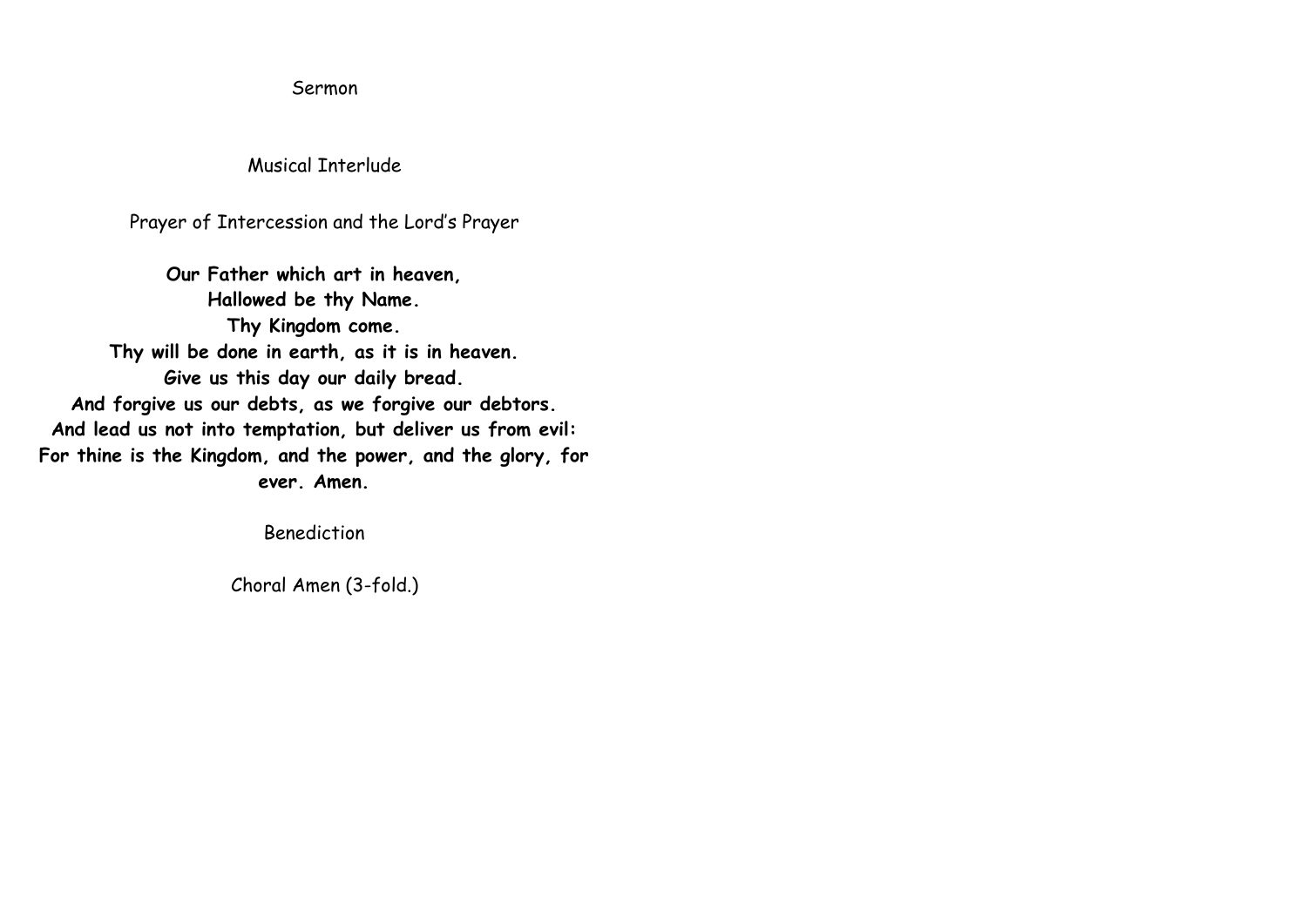Sermon

Musical Interlude

Prayer of Intercession and the Lord's Prayer

**Our Father which art in heaven,**
**Hallowed be thy Name.**
**Thy Kingdom come.**
**Thy will be done in earth, as it is in heaven.**
**Give us this day our daily bread.**
**And forgive us our debts, as we forgive our debtors.**
**And lead us not into temptation, but deliver us from evil:**
**For thine is the Kingdom, and the power, and the glory, for ever. Amen.**

Benediction

Choral Amen (3-fold.)